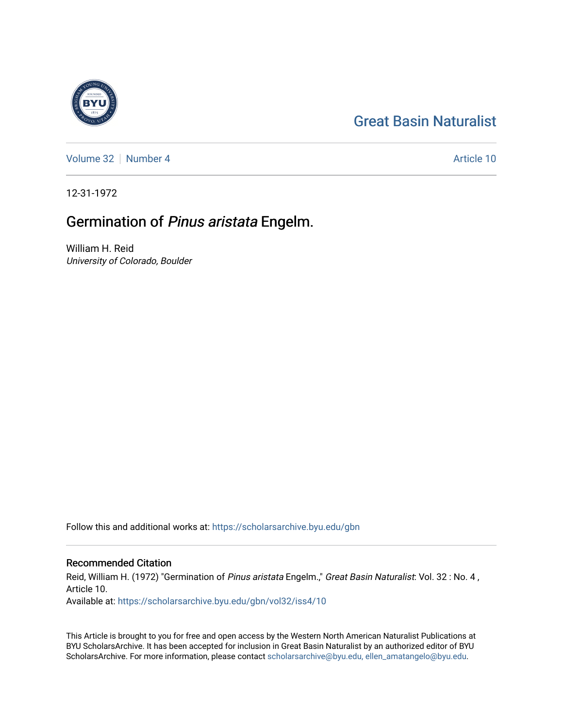Great Basin Naturalist

Volume 32 | Number 4 — Article 10

12-31-1972

# Germination of *Pinus aristata* Engelm.

William H. Reid
*University of Colorado, Boulder*

Follow this and additional works at: https://scholarsarchive.byu.edu/gbn

## Recommended Citation

Reid, William H. (1972) "Germination of *Pinus aristata* Engelm.," *Great Basin Naturalist*: Vol. 32 : No. 4 , Article 10.
Available at: https://scholarsarchive.byu.edu/gbn/vol32/iss4/10

This Article is brought to you for free and open access by the Western North American Naturalist Publications at BYU ScholarsArchive. It has been accepted for inclusion in Great Basin Naturalist by an authorized editor of BYU ScholarsArchive. For more information, please contact scholarsarchive@byu.edu, ellen_amatangelo@byu.edu.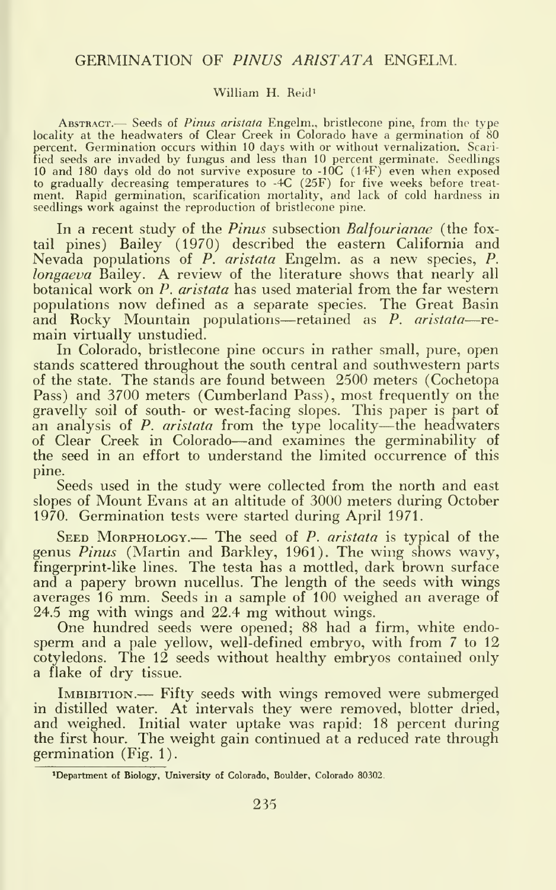# GERMINATION OF *PINUS ARISTATA* ENGELM.

William H. Reid[1]

ABSTRACT.— Seeds of *Pinus aristata* Engelm., bristlecone pine, from the type locality at the headwaters of Clear Creek in Colorado have a germination of 80 percent. Germination occurs within 10 days with or without vernalization. Scarified seeds are invaded by fungus and less than 10 percent germinate. Seedlings 10 and 180 days old do not survive exposure to -10C (14F) even when exposed to gradually decreasing temperatures to -4C (25F) for five weeks before treatment. Rapid germination, scarification mortality, and lack of cold hardness in seedlings work against the reproduction of bristlecone pine.

In a recent study of the *Pinus* subsection *Balfourianae* (the foxtail pines) Bailey (1970) described the eastern California and Nevada populations of *P. aristata* Engelm. as a new species, *P. longaeva* Bailey. A review of the literature shows that nearly all botanical work on *P. aristata* has used material from the far western populations now defined as a separate species. The Great Basin and Rocky Mountain populations—retained as *P. aristata*—remain virtually unstudied.

In Colorado, bristlecone pine occurs in rather small, pure, open stands scattered throughout the south central and southwestern parts of the state. The stands are found between 2500 meters (Cochetopa Pass) and 3700 meters (Cumberland Pass), most frequently on the gravelly soil of south- or west-facing slopes. This paper is part of an analysis of *P. aristata* from the type locality—the headwaters of Clear Creek in Colorado—and examines the germinability of the seed in an effort to understand the limited occurrence of this pine.

Seeds used in the study were collected from the north and east slopes of Mount Evans at an altitude of 3000 meters during October 1970. Germination tests were started during April 1971.

SEED MORPHOLOGY.— The seed of *P. aristata* is typical of the genus *Pinus* (Martin and Barkley, 1961). The wing shows wavy, fingerprint-like lines. The testa has a mottled, dark brown surface and a papery brown nucellus. The length of the seeds with wings averages 16 mm. Seeds in a sample of 100 weighed an average of 24.5 mg with wings and 22.4 mg without wings.

One hundred seeds were opened; 88 had a firm, white endosperm and a pale yellow, well-defined embryo, with from 7 to 12 cotyledons. The 12 seeds without healthy embryos contained only a flake of dry tissue.

IMBIBITION.— Fifty seeds with wings removed were submerged in distilled water. At intervals they were removed, blotter dried, and weighed. Initial water uptake was rapid: 18 percent during the first hour. The weight gain continued at a reduced rate through germination (Fig. 1).

[1] Department of Biology, University of Colorado, Boulder, Colorado 80302.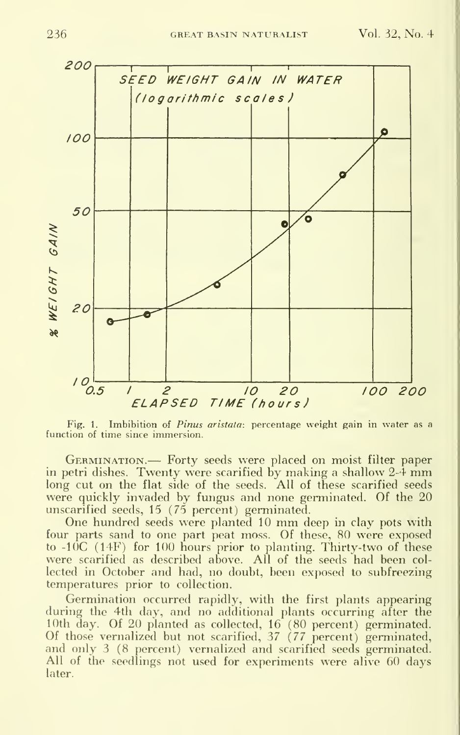Fig. 1. Imbibition of *Pinus aristata*: percentage weight gain in water as a function of time since immersion.

GERMINATION.— Forty seeds were placed on moist filter paper in petri dishes. Twenty were scarified by making a shallow 2-4 mm long cut on the flat side of the seeds. All of these scarified seeds were quickly invaded by fungus and none germinated. Of the 20 unscarified seeds, 15 (75 percent) germinated.

One hundred seeds were planted 10 mm deep in clay pots with four parts sand to one part peat moss. Of these, 80 were exposed to -10C (14F) for 100 hours prior to planting. Thirty-two of these were scarified as described above. All of the seeds had been collected in October and had, no doubt, been exposed to subfreezing temperatures prior to collection.

Germination occurred rapidly, with the first plants appearing during the 4th day, and no additional plants occurring after the 10th day. Of 20 planted as collected, 16 (80 percent) germinated. Of those vernalized but not scarified, 37 (77 percent) germinated, and only 3 (8 percent) vernalized and scarified seeds germinated. All of the seedlings not used for experiments were alive 60 days later.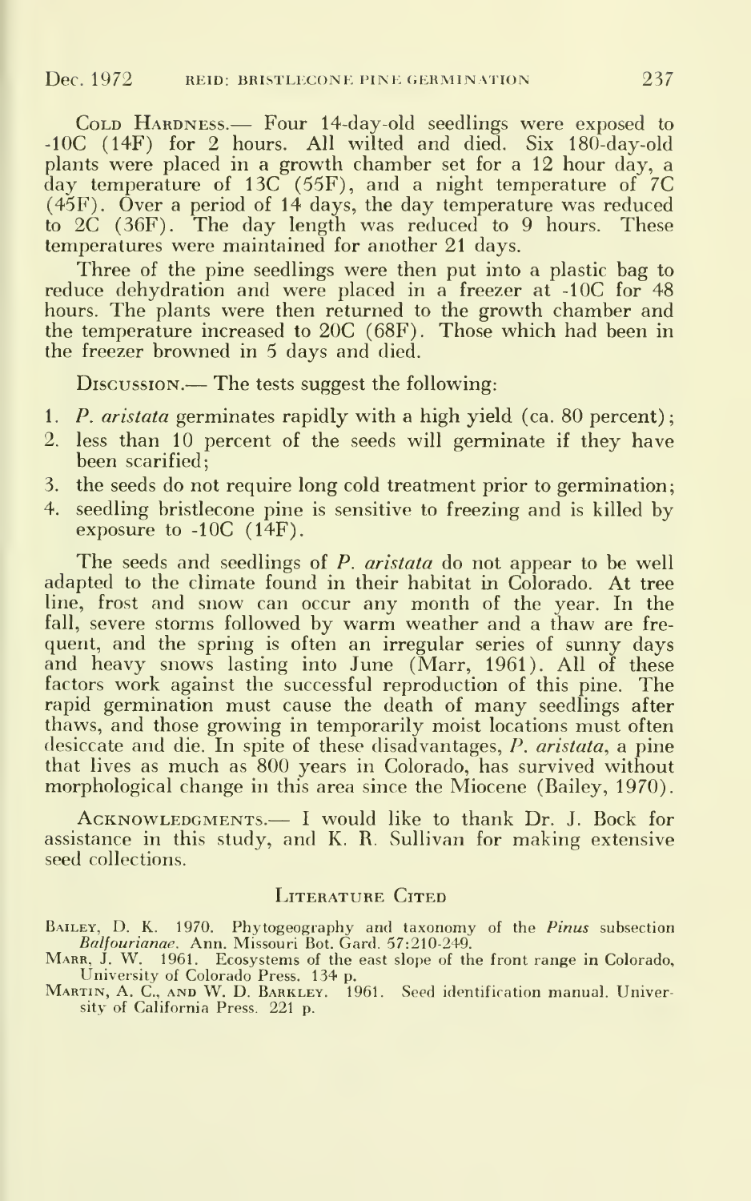Cold Hardness.— Four 14-day-old seedlings were exposed to -10C (14F) for 2 hours. All wilted and died. Six 180-day-old plants were placed in a growth chamber set for a 12 hour day, a day temperature of 13C (55F), and a night temperature of 7C (45F). Over a period of 14 days, the day temperature was reduced to 2C (36F). The day length was reduced to 9 hours. These temperatures were maintained for another 21 days.

Three of the pine seedlings were then put into a plastic bag to reduce dehydration and were placed in a freezer at -10C for 48 hours. The plants were then returned to the growth chamber and the temperature increased to 20C (68F). Those which had been in the freezer browned in 5 days and died.

Discussion.— The tests suggest the following:

1. *P. aristata* germinates rapidly with a high yield (ca. 80 percent);
2. less than 10 percent of the seeds will germinate if they have been scarified;
3. the seeds do not require long cold treatment prior to germination;
4. seedling bristlecone pine is sensitive to freezing and is killed by exposure to -10C (14F).

The seeds and seedlings of *P. aristata* do not appear to be well adapted to the climate found in their habitat in Colorado. At tree line, frost and snow can occur any month of the year. In the fall, severe storms followed by warm weather and a thaw are frequent, and the spring is often an irregular series of sunny days and heavy snows lasting into June (Marr, 1961). All of these factors work against the successful reproduction of this pine. The rapid germination must cause the death of many seedlings after thaws, and those growing in temporarily moist locations must often desiccate and die. In spite of these disadvantages, *P. aristata*, a pine that lives as much as 800 years in Colorado, has survived without morphological change in this area since the Miocene (Bailey, 1970).

Acknowledgments.— I would like to thank Dr. J. Bock for assistance in this study, and K. R. Sullivan for making extensive seed collections.

## Literature Cited

Bailey, D. K. 1970. Phytogeography and taxonomy of the *Pinus* subsection *Balfourianae*. Ann. Missouri Bot. Gard. 57:210-249.

Marr, J. W. 1961. Ecosystems of the east slope of the front range in Colorado, University of Colorado Press. 134 p.

Martin, A. C., and W. D. Barkley. 1961. Seed identification manual. University of California Press. 221 p.